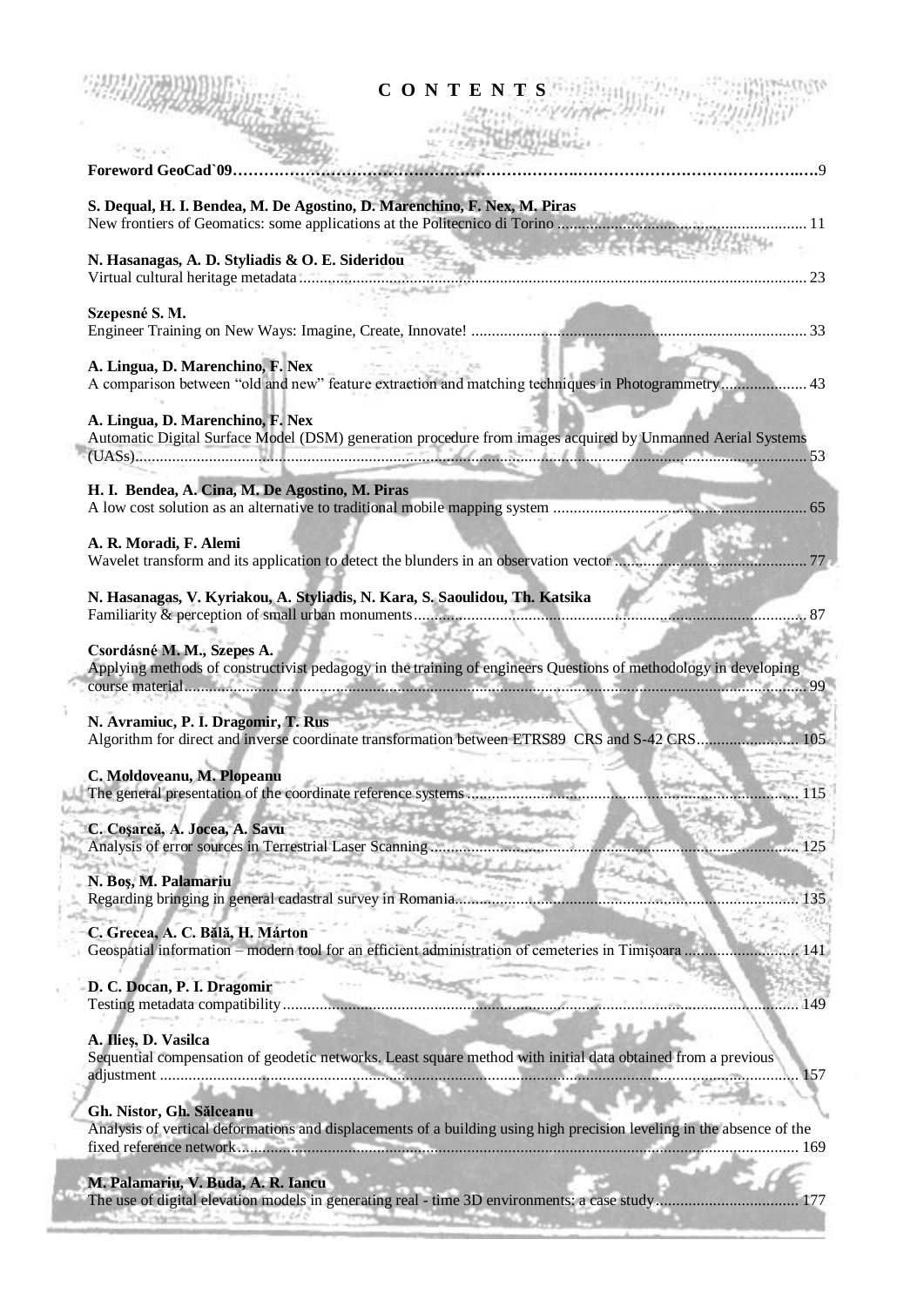# CONTENTS

**Foreword GeoCad`09** ............................................................................................................................9

**S. Dequal, H. I. Bendea, M. De Agostino, D. Marenchino, F. Nex, M. Piras**
New frontiers of Geomatics: some applications at the Politecnico di Torino ............................................................ 11

**N. Hasanagas, A. D. Styliadis & O. E. Sideridou**
Virtual cultural heritage metadata ............................................................................................................................. 23

**Szepesné S. M.**
Engineer Training on New Ways: Imagine, Create, Innovate! .................................................................................. 33

**A. Lingua, D. Marenchino, F. Nex**
A comparison between "old and new" feature extraction and matching techniques in Photogrammetry ..................... 43

**A. Lingua, D. Marenchino, F. Nex**
Automatic Digital Surface Model (DSM) generation procedure from images acquired by Unmanned Aerial Systems (UASs) ................................................................................................................................................................. 53

**H. I. Bendea, A. Cina, M. De Agostino, M. Piras**
A low cost solution as an alternative to traditional mobile mapping system ............................................................. 65

**A. R. Moradi, F. Alemi**
Wavelet transform and its application to detect the blunders in an observation vector .............................................. 77

**N. Hasanagas, V. Kyriakou, A. Styliadis, N. Kara, S. Saoulidou, Th. Katsika**
Familiarity & perception of small urban monuments ................................................................................................. 87

**Csordásné M. M., Szepes A.**
Applying methods of constructivist pedagogy in the training of engineers Questions of methodology in developing course material ....................................................................................................................................................... 99

**N. Avramiuc, P. I. Dragomir, T. Rus**
Algorithm for direct and inverse coordinate transformation between ETRS89 CRS and S-42 CRS ......................... 105

**C. Moldoveanu, M. Plopeanu**
The general presentation of the coordinate reference systems ................................................................................. 115

**C. Coșarcă, A. Jocea, A. Savu**
Analysis of error sources in Terrestrial Laser Scanning ........................................................................................... 125

**N. Boș, M. Palamariu**
Regarding bringing in general cadastral survey in Romania ..................................................................................... 135

**C. Grecea, A. C. Bălă, H. Márton**
Geospatial information – modern tool for an efficient administration of cemeteries in Timișoara ........................... 141

**D. C. Docan, P. I. Dragomir**
Testing metadata compatibility ................................................................................................................................ 149

**A. Ilieș, D. Vasilca**
Sequential compensation of geodetic networks. Least square method with initial data obtained from a previous adjustment ............................................................................................................................................................. 157

**Gh. Nistor, Gh. Sălceanu**
Analysis of vertical deformations and displacements of a building using high precision leveling in the absence of the fixed reference network ......................................................................................................................................... 169

**M. Palamariu, V. Buda, A. R. Iancu**
The use of digital elevation models in generating real - time 3D environments: a case study .................................. 177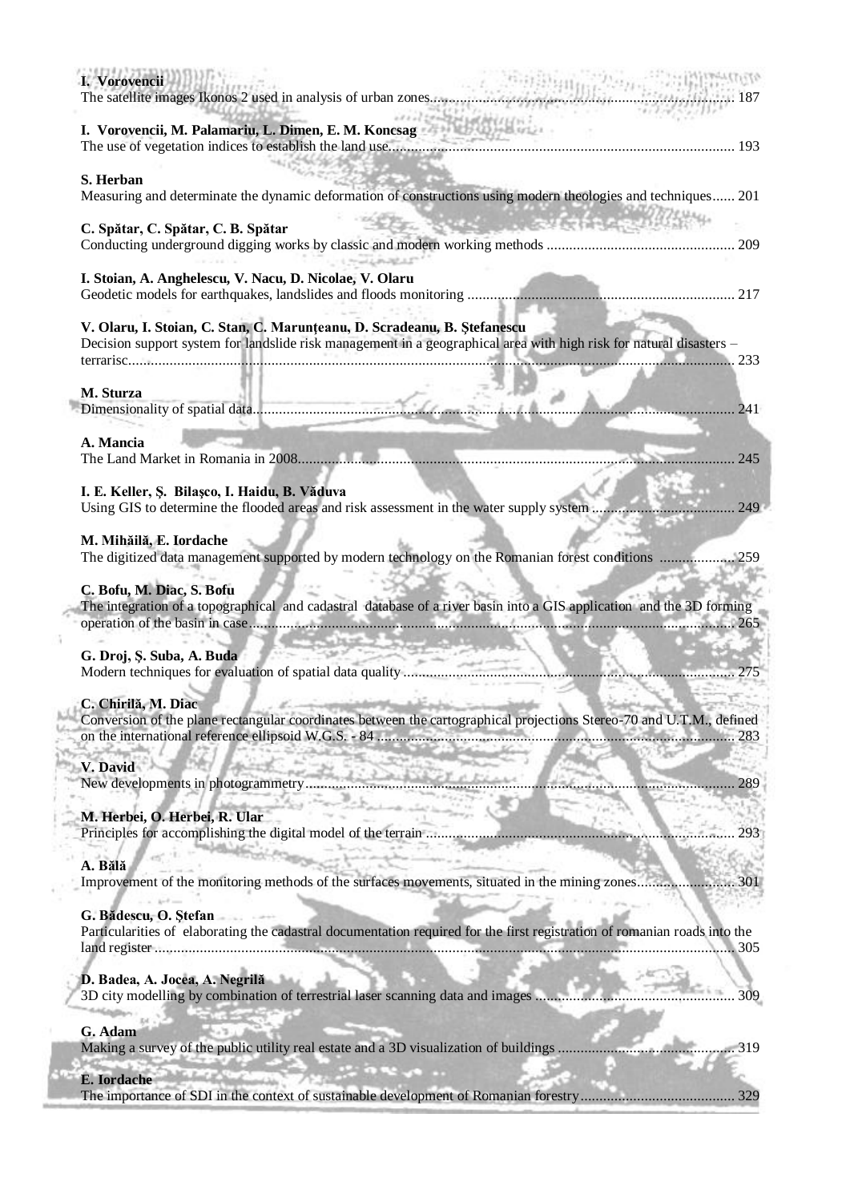**I. Vorovencii**
The satellite images Ikonos 2 used in analysis of urban zones................................................................................. 187

**I. Vorovencii, M. Palamariu, L. Dimen, E. M. Koncsag**
The use of vegetation indices to establish the land use............................................................................................ 193

**S. Herban**
Measuring and determinate the dynamic deformation of constructions using modern theologies and techniques...... 201

**C. Spătar, C. Spătar, C. B. Spătar**
Conducting underground digging works by classic and modern working methods .................................................. 209

**I. Stoian, A. Anghelescu, V. Nacu, D. Nicolae, V. Olaru**
Geodetic models for earthquakes, landslides and floods monitoring ....................................................................... 217

**V. Olaru, I. Stoian, C. Stan, C. Marunțeanu, D. Scradeanu, B. Ștefanescu**
Decision support system for landslide risk management in a geographical area with high risk for natural disasters – terrarisc.................................................................................................................................................................. 233

**M. Sturza**
Dimensionality of spatial data.................................................................................................................................. 241

**A. Mancia**
The Land Market in Romania in 2008...................................................................................................................... 245

**I. E. Keller, Ș. Bilașco, I. Haidu, B. Văduva**
Using GIS to determine the flooded areas and risk assessment in the water supply system ..................................... 249

**M. Mihăilă, E. Iordache**
The digitized data management supported by modern technology on the Romanian forest conditions .................... 259

**C. Bofu, M. Diac, S. Bofu**
The integration of a topographical and cadastral database of a river basin into a GIS application and the 3D forming operation of the basin in case.................................................................................................................................. 265

**G. Droj, Ș. Suba, A. Buda**
Modern techniques for evaluation of spatial data quality ........................................................................................ 275

**C. Chirilă, M. Diac**
Conversion of the plane rectangular coordinates between the cartographical projections Stereo-70 and U.T.M., defined on the international reference ellipsoid W.G.S. - 84 .............................................................................................. 283

**V. David**
New developments in photogrammetry..................................................................................................................... 289

**M. Herbei, O. Herbei, R. Ular**
Principles for accomplishing the digital model of the terrain .................................................................................. 293

**A. Bălă**
Improvement of the monitoring methods of the surfaces movements, situated in the mining zones.......................... 301

**G. Bădescu, O. Ștefan**
Particularities of elaborating the cadastral documentation required for the first registration of romanian roads into the land register ........................................................................................................................................................... 305

**D. Badea, A. Jocea, A. Negrilă**
3D city modelling by combination of terrestrial laser scanning data and images ..................................................... 309

**G. Adam**
Making a survey of the public utility real estate and a 3D visualization of buildings ................................................ 319

**E. Iordache**
The importance of SDI in the context of sustainable development of Romanian forestry.......................................... 329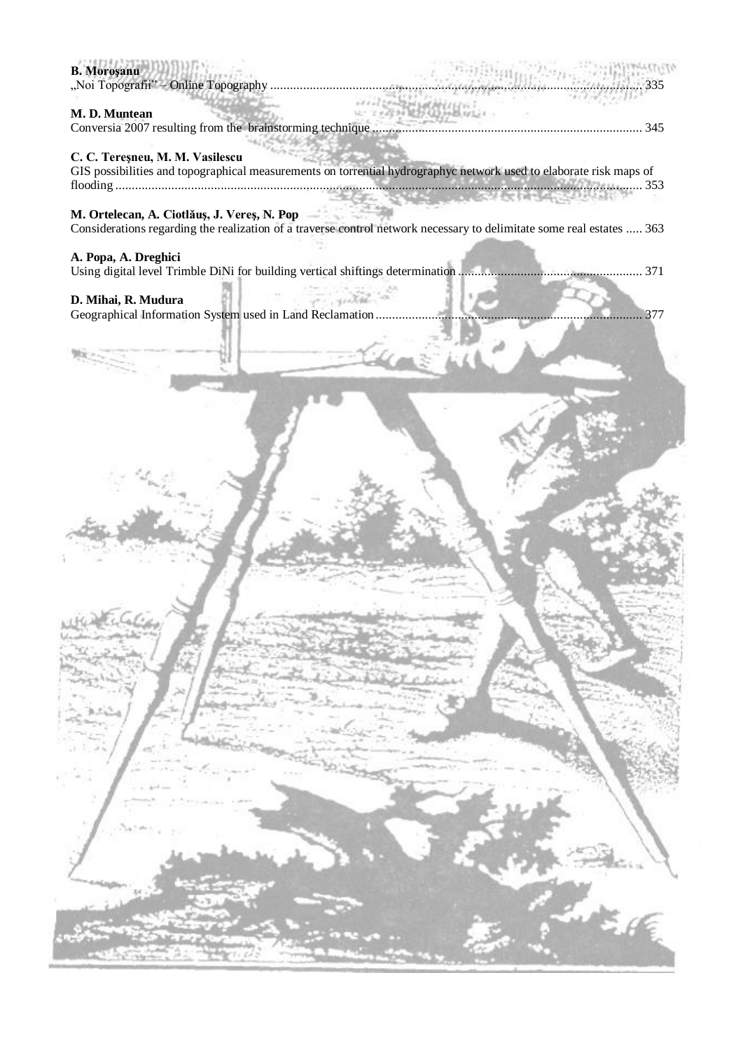**B. Moroşanu**
„Noi Topografii" – Online Topography ........................................................................................................ 335

**M. D. Muntean**
Conversia 2007 resulting from the brainstorming technique ................................................................................ 345

**C. C. Tereşneu, M. M. Vasilescu**
GIS possibilities and topographical measurements on torrential hydrographyc network used to elaborate risk maps of flooding ........................................................................................................................................ 353

**M. Ortelecan, A. Ciotlăuş, J. Vereş, N. Pop**
Considerations regarding the realization of a traverse control network necessary to delimitate some real estates ..... 363

**A. Popa, A. Dreghici**
Using digital level Trimble DiNi for building vertical shiftings determination ........................................................ 371

**D. Mihai, R. Mudura**
Geographical Information System used in Land Reclamation .................................................................................. 377